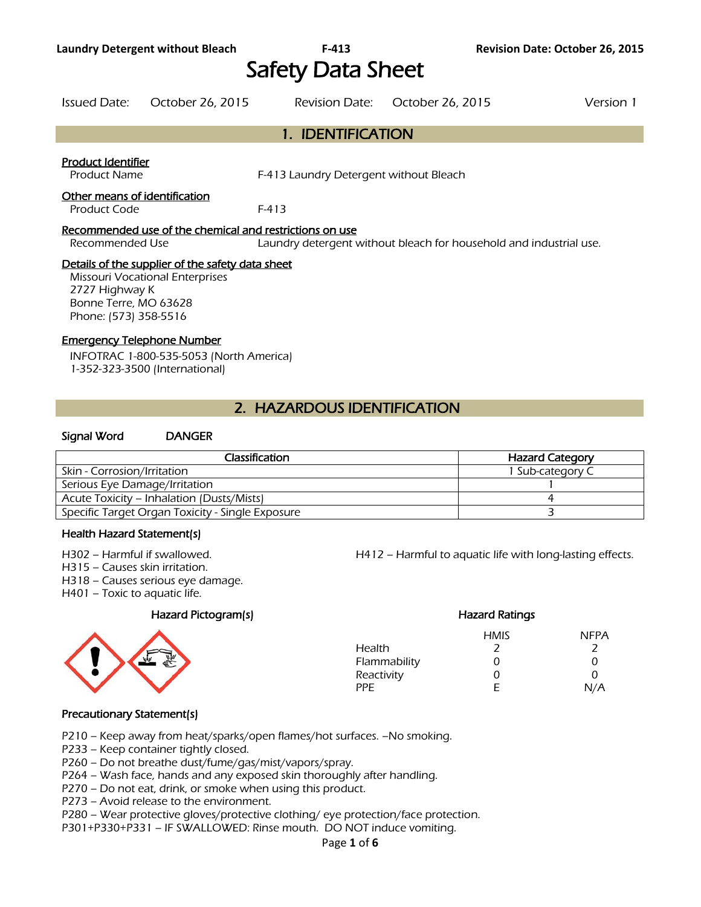# Safety Data Sheet

Issued Date: October 26, 2015 Revision Date: October 26, 2015 Version 1

## 1. IDENTIFICATION

**Product Identifier**

Product Name F-413 Laundry Detergent without Bleach

**Other means of identification**

Product Code F-413

**Recommended use of the chemical and restrictions on use**

Recommended Use Laundry detergent without bleach for household and industrial use.

**Details of the supplier of the safety data sheet**

Missouri Vocational Enterprises
2727 Highway K
Bonne Terre, MO 63628
Phone: (573) 358-5516

**Emergency Telephone Number**

INFOTRAC 1-800-535-5053 (North America)
1-352-323-3500 (International)

## 2. HAZARDOUS IDENTIFICATION

**Signal Word** DANGER

| Classification | Hazard Category |
|---|---|
| Skin - Corrosion/Irritation | 1 Sub-category C |
| Serious Eye Damage/Irritation | 1 |
| Acute Toxicity – Inhalation (Dusts/Mists) | 4 |
| Specific Target Organ Toxicity - Single Exposure | 3 |

### Health Hazard Statement(s)

H302 – Harmful if swallowed.
H315 – Causes skin irritation.
H318 – Causes serious eye damage.
H401 – Toxic to aquatic life.
H412 – Harmful to aquatic life with long-lasting effects.

### Hazard Pictogram(s)

### Hazard Ratings

| | HMIS | NFPA |
|---|---|---|
| Health | 2 | 2 |
| Flammability | 0 | 0 |
| Reactivity | 0 | 0 |
| PPE | E | N/A |

### Precautionary Statement(s)

P210 – Keep away from heat/sparks/open flames/hot surfaces. –No smoking.
P233 – Keep container tightly closed.
P260 – Do not breathe dust/fume/gas/mist/vapors/spray.
P264 – Wash face, hands and any exposed skin thoroughly after handling.
P270 – Do not eat, drink, or smoke when using this product.
P273 – Avoid release to the environment.
P280 – Wear protective gloves/protective clothing/ eye protection/face protection.
P301+P330+P331 – IF SWALLOWED: Rinse mouth. DO NOT induce vomiting.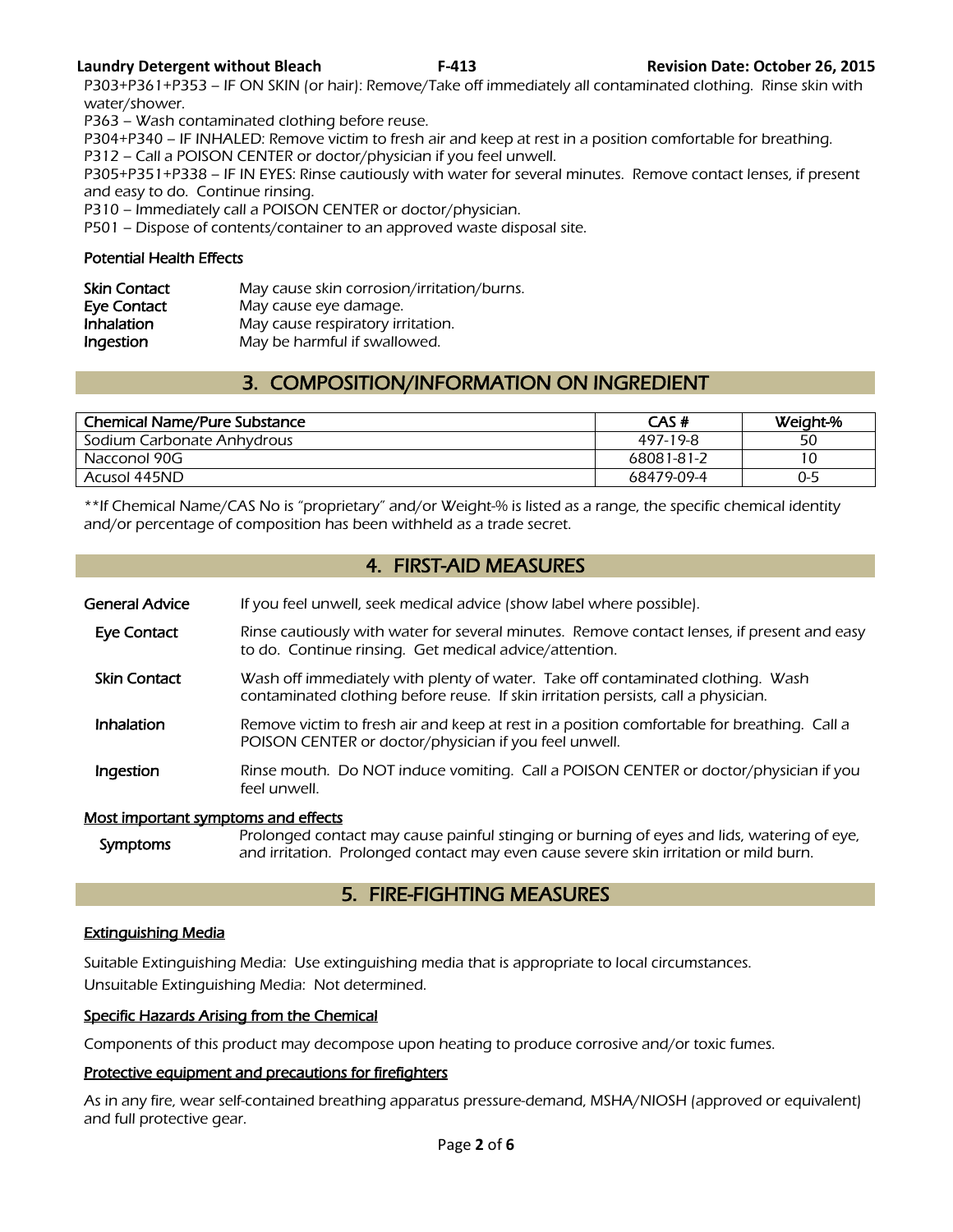P303+P361+P353 – IF ON SKIN (or hair): Remove/Take off immediately all contaminated clothing. Rinse skin with water/shower.
P363 – Wash contaminated clothing before reuse.
P304+P340 – IF INHALED: Remove victim to fresh air and keep at rest in a position comfortable for breathing.
P312 – Call a POISON CENTER or doctor/physician if you feel unwell.
P305+P351+P338 – IF IN EYES: Rinse cautiously with water for several minutes. Remove contact lenses, if present and easy to do. Continue rinsing.
P310 – Immediately call a POISON CENTER or doctor/physician.
P501 – Dispose of contents/container to an approved waste disposal site.

**Potential Health Effects**

| | |
|---|---|
| **Skin Contact** | May cause skin corrosion/irritation/burns. |
| **Eye Contact** | May cause eye damage. |
| **Inhalation** | May cause respiratory irritation. |
| **Ingestion** | May be harmful if swallowed. |

## 3. COMPOSITION/INFORMATION ON INGREDIENT

| Chemical Name/Pure Substance | CAS # | Weight-% |
|---|---|---|
| Sodium Carbonate Anhydrous | 497-19-8 | 50 |
| Nacconol 90G | 68081-81-2 | 10 |
| Acusol 445ND | 68479-09-4 | 0-5 |

**If Chemical Name/CAS No is "proprietary" and/or Weight-% is listed as a range, the specific chemical identity and/or percentage of composition has been withheld as a trade secret.

## 4. FIRST-AID MEASURES

| | |
|---|---|
| **General Advice** | If you feel unwell, seek medical advice (show label where possible). |
| **Eye Contact** | Rinse cautiously with water for several minutes. Remove contact lenses, if present and easy to do. Continue rinsing. Get medical advice/attention. |
| **Skin Contact** | Wash off immediately with plenty of water. Take off contaminated clothing. Wash contaminated clothing before reuse. If skin irritation persists, call a physician. |
| **Inhalation** | Remove victim to fresh air and keep at rest in a position comfortable for breathing. Call a POISON CENTER or doctor/physician if you feel unwell. |
| **Ingestion** | Rinse mouth. Do NOT induce vomiting. Call a POISON CENTER or doctor/physician if you feel unwell. |

**Most important symptoms and effects**

| | |
|---|---|
| **Symptoms** | Prolonged contact may cause painful stinging or burning of eyes and lids, watering of eye, and irritation. Prolonged contact may even cause severe skin irritation or mild burn. |

## 5. FIRE-FIGHTING MEASURES

**Extinguishing Media**

Suitable Extinguishing Media: Use extinguishing media that is appropriate to local circumstances.
Unsuitable Extinguishing Media: Not determined.

**Specific Hazards Arising from the Chemical**

Components of this product may decompose upon heating to produce corrosive and/or toxic fumes.

**Protective equipment and precautions for firefighters**

As in any fire, wear self-contained breathing apparatus pressure-demand, MSHA/NIOSH (approved or equivalent) and full protective gear.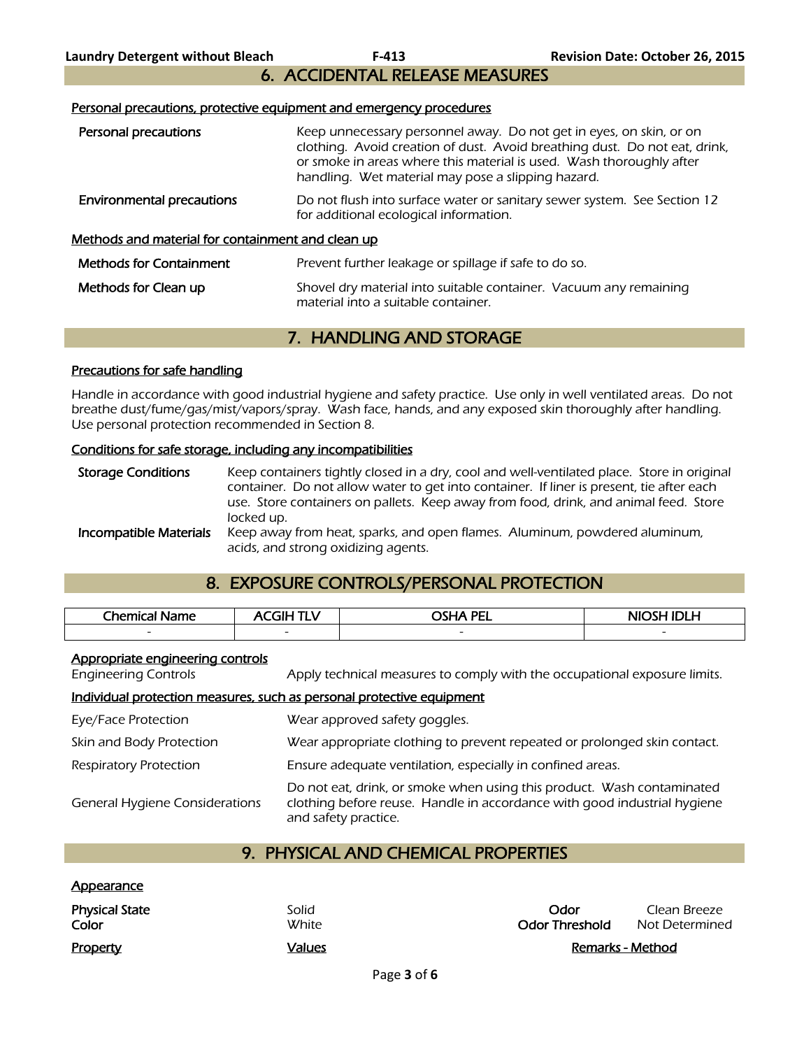## 6. ACCIDENTAL RELEASE MEASURES

### Personal precautions, protective equipment and emergency procedures

**Personal precautions**
Keep unnecessary personnel away. Do not get in eyes, on skin, or on clothing. Avoid creation of dust. Avoid breathing dust. Do not eat, drink, or smoke in areas where this material is used. Wash thoroughly after handling. Wet material may pose a slipping hazard.

**Environmental precautions**
Do not flush into surface water or sanitary sewer system. See Section 12 for additional ecological information.

### Methods and material for containment and clean up

**Methods for Containment**
Prevent further leakage or spillage if safe to do so.

**Methods for Clean up**
Shovel dry material into suitable container. Vacuum any remaining material into a suitable container.

## 7. HANDLING AND STORAGE

### Precautions for safe handling

Handle in accordance with good industrial hygiene and safety practice. Use only in well ventilated areas. Do not breathe dust/fume/gas/mist/vapors/spray. Wash face, hands, and any exposed skin thoroughly after handling. Use personal protection recommended in Section 8.

### Conditions for safe storage, including any incompatibilities

**Storage Conditions**
Keep containers tightly closed in a dry, cool and well-ventilated place. Store in original container. Do not allow water to get into container. If liner is present, tie after each use. Store containers on pallets. Keep away from food, drink, and animal feed. Store locked up.

**Incompatible Materials**
Keep away from heat, sparks, and open flames. Aluminum, powdered aluminum, acids, and strong oxidizing agents.

## 8. EXPOSURE CONTROLS/PERSONAL PROTECTION

| Chemical Name | ACGIH TLV | OSHA PEL | NIOSH IDLH |
|---|---|---|---|
| - | - | - | - |

### Appropriate engineering controls

**Engineering Controls**
Apply technical measures to comply with the occupational exposure limits.

### Individual protection measures, such as personal protective equipment

**Eye/Face Protection**
Wear approved safety goggles.

**Skin and Body Protection**
Wear appropriate clothing to prevent repeated or prolonged skin contact.

**Respiratory Protection**
Ensure adequate ventilation, especially in confined areas.

**General Hygiene Considerations**
Do not eat, drink, or smoke when using this product. Wash contaminated clothing before reuse. Handle in accordance with good industrial hygiene and safety practice.

## 9. PHYSICAL AND CHEMICAL PROPERTIES

### Appearance

**Physical State** Solid
**Color** White
**Odor** Clean Breeze
**Odor Threshold** Not Determined

| Property | Values | Remarks - Method |
|---|---|---|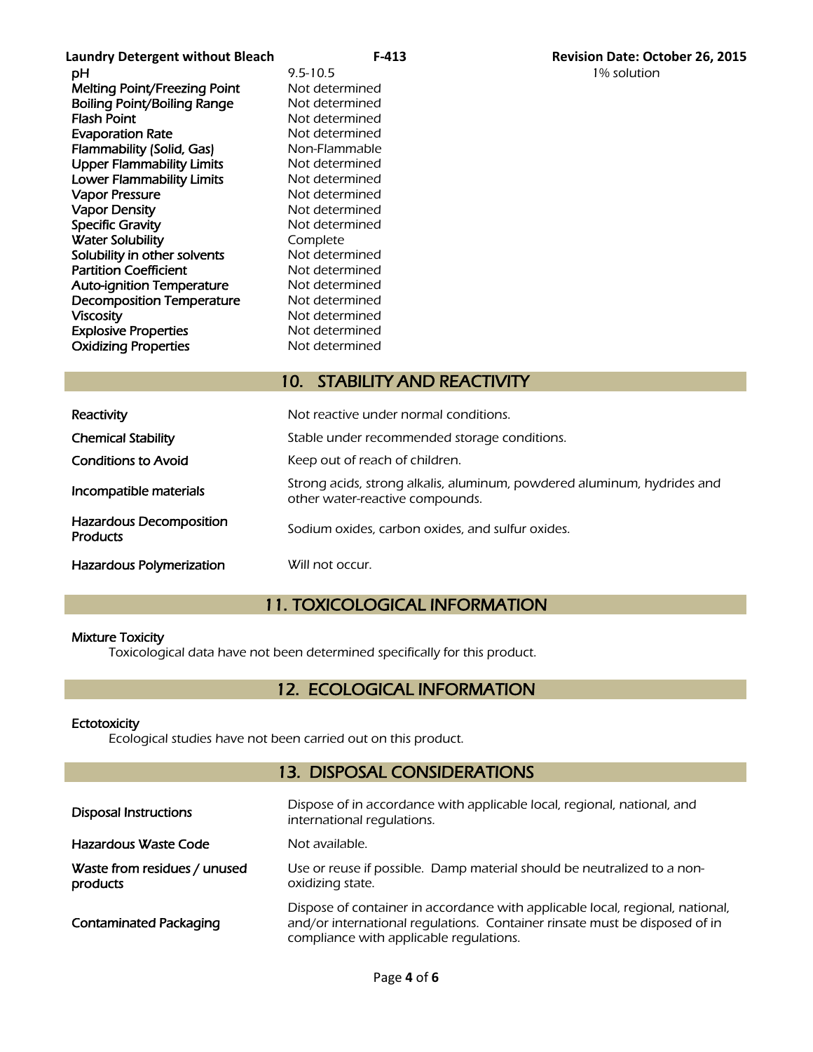| Property | Value | |
|---|---|---|
| pH | 9.5-10.5 | 1% solution |
| Melting Point/Freezing Point | Not determined | |
| Boiling Point/Boiling Range | Not determined | |
| Flash Point | Not determined | |
| Evaporation Rate | Not determined | |
| Flammability (Solid, Gas) | Non-Flammable | |
| Upper Flammability Limits | Not determined | |
| Lower Flammability Limits | Not determined | |
| Vapor Pressure | Not determined | |
| Vapor Density | Not determined | |
| Specific Gravity | Not determined | |
| Water Solubility | Complete | |
| Solubility in other solvents | Not determined | |
| Partition Coefficient | Not determined | |
| Auto-ignition Temperature | Not determined | |
| Decomposition Temperature | Not determined | |
| Viscosity | Not determined | |
| Explosive Properties | Not determined | |
| Oxidizing Properties | Not determined | |

## 10. STABILITY AND REACTIVITY

| | |
|---|---|
| Reactivity | Not reactive under normal conditions. |
| Chemical Stability | Stable under recommended storage conditions. |
| Conditions to Avoid | Keep out of reach of children. |
| Incompatible materials | Strong acids, strong alkalis, aluminum, powdered aluminum, hydrides and other water-reactive compounds. |
| Hazardous Decomposition Products | Sodium oxides, carbon oxides, and sulfur oxides. |
| Hazardous Polymerization | Will not occur. |

## 11. TOXICOLOGICAL INFORMATION

**Mixture Toxicity**

Toxicological data have not been determined specifically for this product.

## 12. ECOLOGICAL INFORMATION

**Ectotoxicity**

Ecological studies have not been carried out on this product.

## 13. DISPOSAL CONSIDERATIONS

| | |
|---|---|
| Disposal Instructions | Dispose of in accordance with applicable local, regional, national, and international regulations. |
| Hazardous Waste Code | Not available. |
| Waste from residues / unused products | Use or reuse if possible. Damp material should be neutralized to a non-oxidizing state. |
| Contaminated Packaging | Dispose of container in accordance with applicable local, regional, national, and/or international regulations. Container rinsate must be disposed of in compliance with applicable regulations. |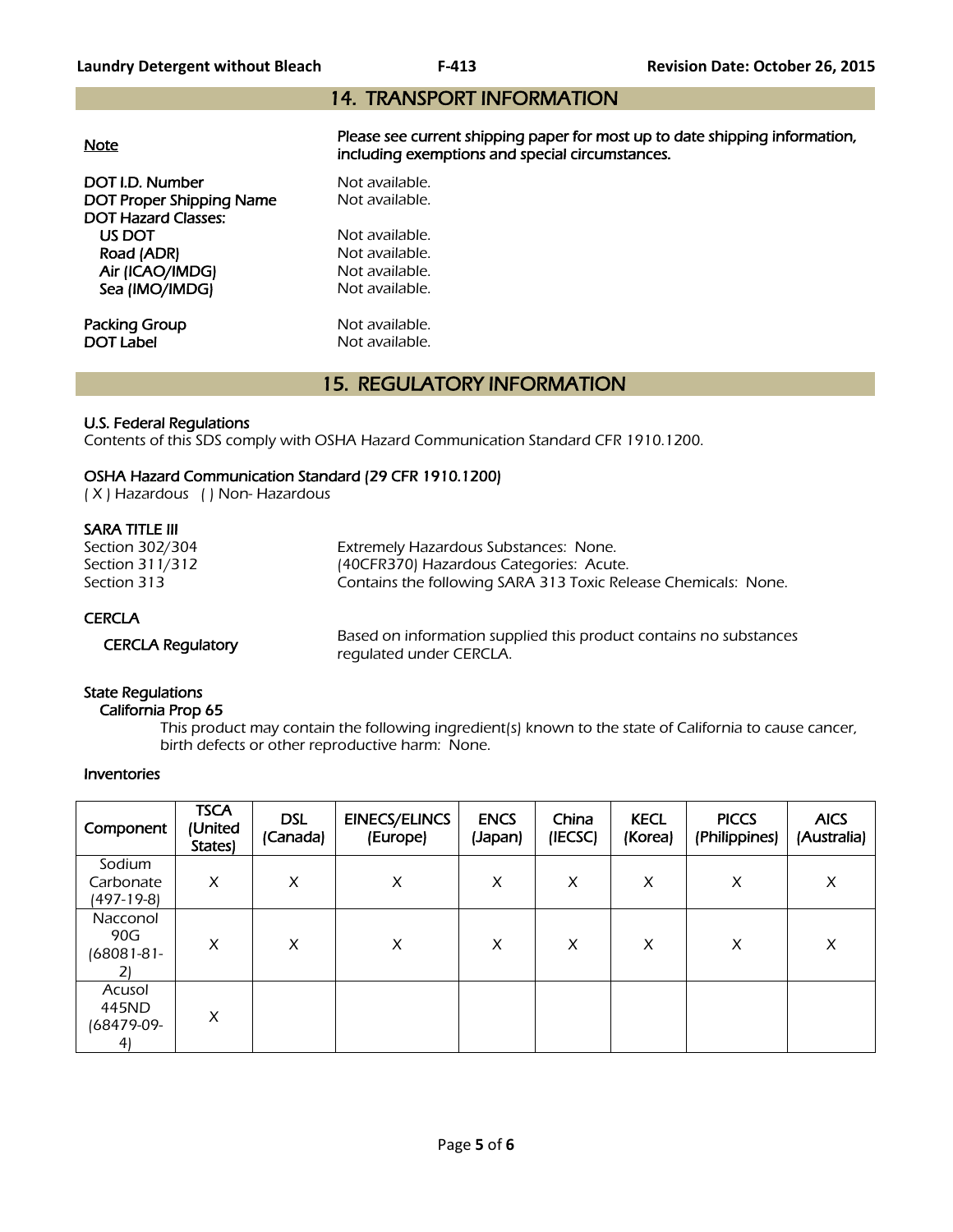## 14. TRANSPORT INFORMATION

**Note** — **Please see current shipping paper for most up to date shipping information, including exemptions and special circumstances.**

DOT I.D. Number — Not available.
DOT Proper Shipping Name — Not available.
DOT Hazard Classes:
- US DOT — Not available.
- Road (ADR) — Not available.
- Air (ICAO/IMDG) — Not available.
- Sea (IMO/IMDG) — Not available.

Packing Group — Not available.
DOT Label — Not available.

## 15. REGULATORY INFORMATION

**U.S. Federal Regulations**

*Contents of this SDS comply with OSHA Hazard Communication Standard CFR 1910.1200.*

**OSHA Hazard Communication Standard (29 CFR 1910.1200)**

*( X ) Hazardous ( ) Non- Hazardous*

**SARA TITLE III**

Section 302/304 — Extremely Hazardous Substances: None.
Section 311/312 — (40CFR370) Hazardous Categories: Acute.
Section 313 — Contains the following SARA 313 Toxic Release Chemicals: None.

**CERCLA**

CERCLA Regulatory — Based on information supplied this product contains no substances regulated under CERCLA.

**State Regulations**

**California Prop 65**

This product may contain the following ingredient(s) known to the state of California to cause cancer, birth defects or other reproductive harm: None.

**Inventories**

| Component | TSCA (United States) | DSL (Canada) | EINECS/ELINCS (Europe) | ENCS (Japan) | China (IECSC) | KECL (Korea) | PICCS (Philippines) | AICS (Australia) |
|---|---|---|---|---|---|---|---|---|
| Sodium Carbonate (497-19-8) | X | X | X | X | X | X | X | X |
| Nacconol 90G (68081-81-2) | X | X | X | X | X | X | X | X |
| Acusol 445ND (68479-09-4) | X | | | | | | | |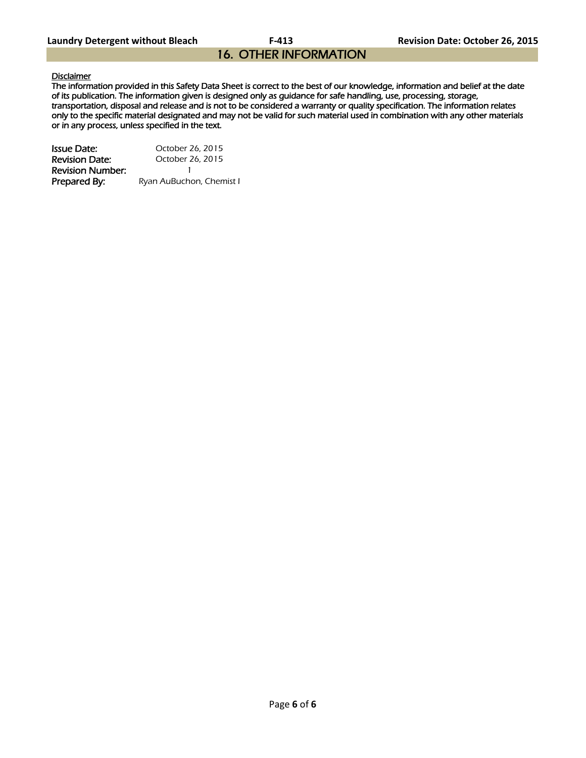## 16. OTHER INFORMATION

Disclaimer

The information provided in this Safety Data Sheet is correct to the best of our knowledge, information and belief at the date of its publication. The information given is designed only as guidance for safe handling, use, processing, storage, transportation, disposal and release and is not to be considered a warranty or quality specification. The information relates only to the specific material designated and may not be valid for such material used in combination with any other materials or in any process, unless specified in the text.

| | |
|---|---|
| **Issue Date:** | October 26, 2015 |
| **Revision Date:** | October 26, 2015 |
| **Revision Number:** | 1 |
| **Prepared By:** | Ryan AuBuchon, Chemist I |